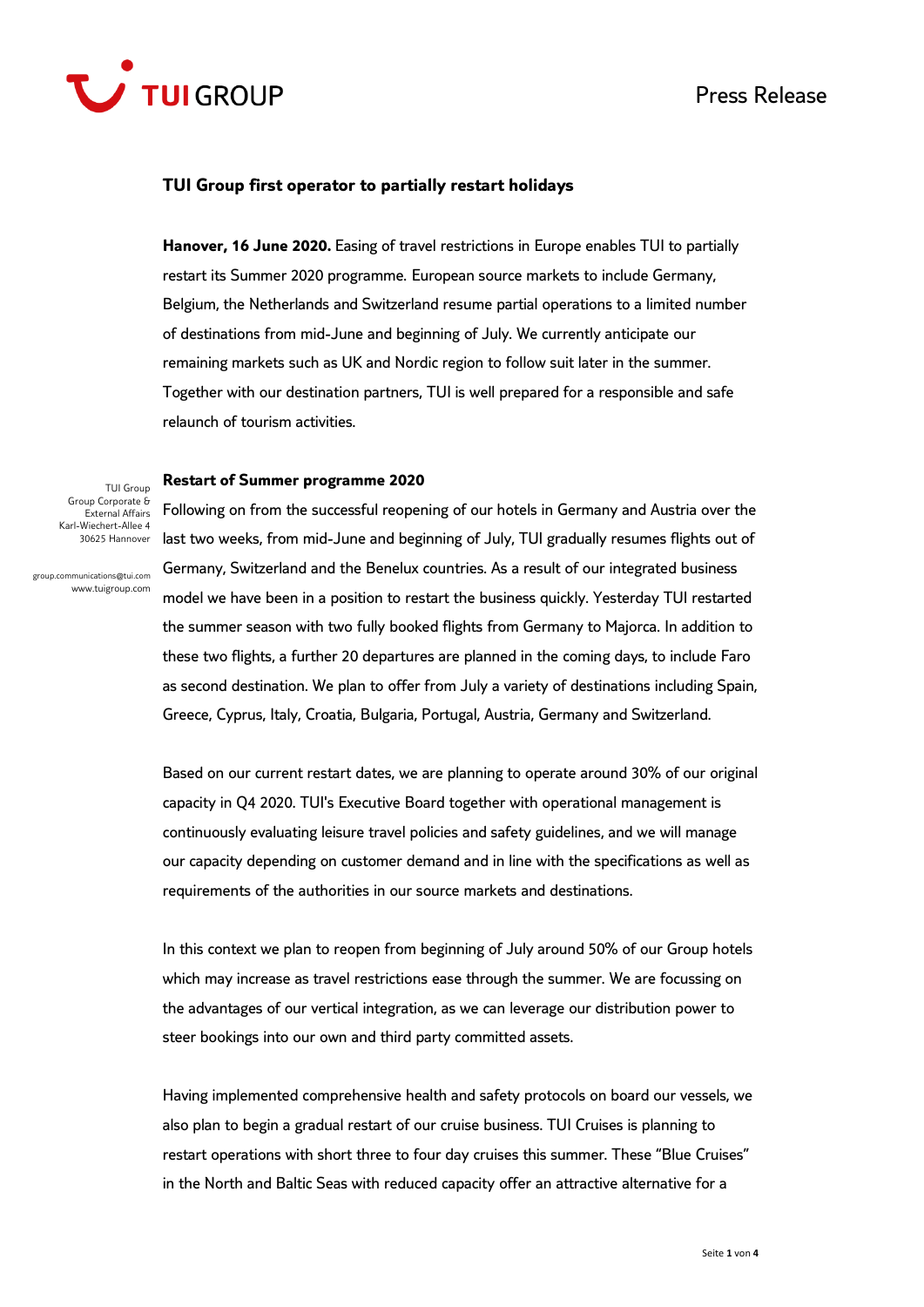# TUI Group first operator to partially restart holidays

**Hanover, 16 June 2020.** Easing of travel restrictions in Europe enables TUI to partially restart its Summer 2020 programme. European source markets to include Germany, Belgium, the Netherlands and Switzerland resume partial operations to a limited number of destinations from mid-June and beginning of July. We currently anticipate our remaining markets such as UK and Nordic region to follow suit later in the summer. Together with our destination partners, TUI is well prepared for a responsible and safe relaunch of tourism activities.

TUI Group
Group Corporate & External Affairs
Karl-Wiechert-Allee 4
30625 Hannover

group.communications@tui.com
www.tuigroup.com

## Restart of Summer programme 2020

Following on from the successful reopening of our hotels in Germany and Austria over the last two weeks, from mid-June and beginning of July, TUI gradually resumes flights out of Germany, Switzerland and the Benelux countries. As a result of our integrated business model we have been in a position to restart the business quickly. Yesterday TUI restarted the summer season with two fully booked flights from Germany to Majorca. In addition to these two flights, a further 20 departures are planned in the coming days, to include Faro as second destination. We plan to offer from July a variety of destinations including Spain, Greece, Cyprus, Italy, Croatia, Bulgaria, Portugal, Austria, Germany and Switzerland.

Based on our current restart dates, we are planning to operate around 30% of our original capacity in Q4 2020. TUI's Executive Board together with operational management is continuously evaluating leisure travel policies and safety guidelines, and we will manage our capacity depending on customer demand and in line with the specifications as well as requirements of the authorities in our source markets and destinations.

In this context we plan to reopen from beginning of July around 50% of our Group hotels which may increase as travel restrictions ease through the summer. We are focussing on the advantages of our vertical integration, as we can leverage our distribution power to steer bookings into our own and third party committed assets.

Having implemented comprehensive health and safety protocols on board our vessels, we also plan to begin a gradual restart of our cruise business. TUI Cruises is planning to restart operations with short three to four day cruises this summer. These "Blue Cruises" in the North and Baltic Seas with reduced capacity offer an attractive alternative for a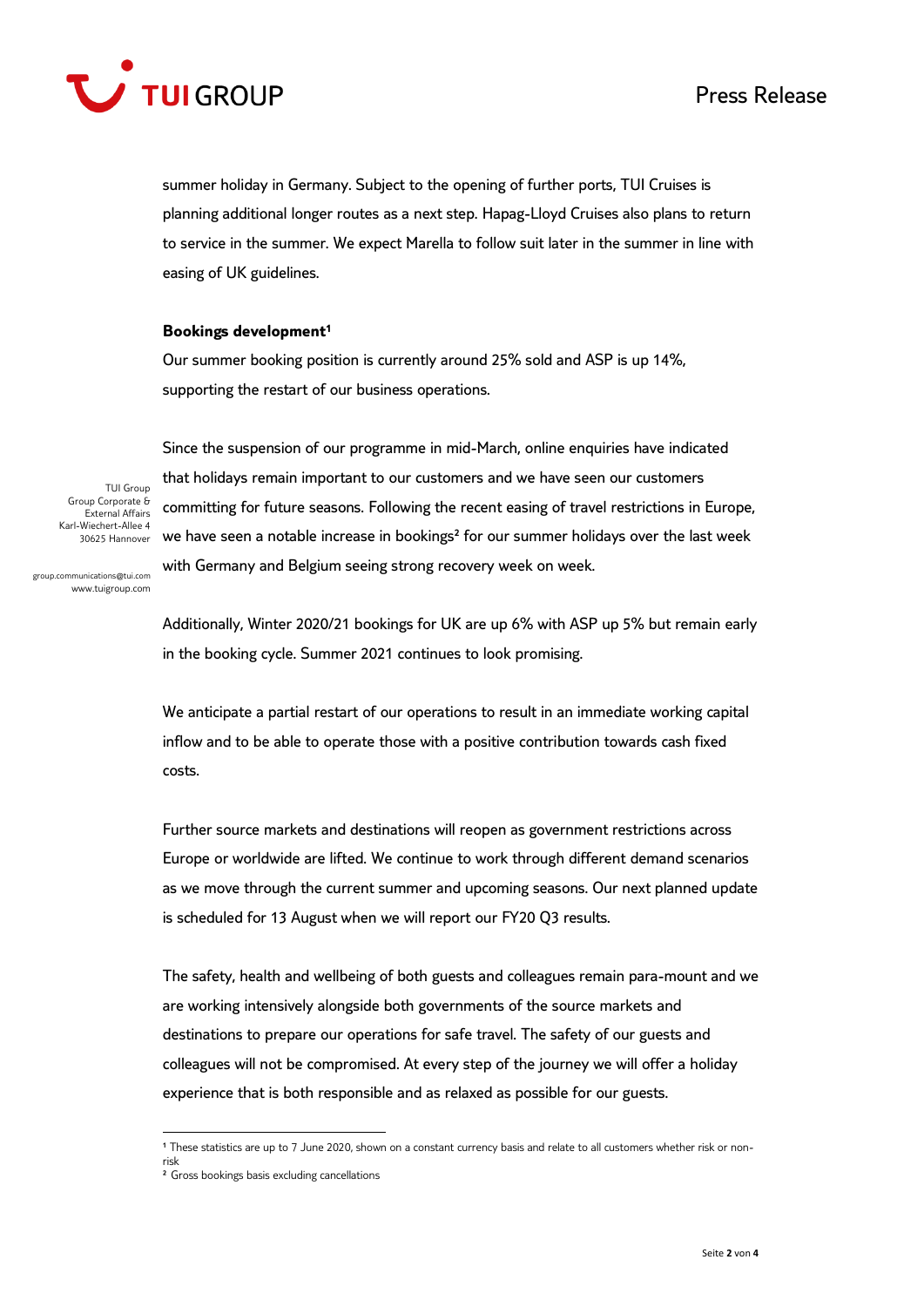summer holiday in Germany. Subject to the opening of further ports, TUI Cruises is planning additional longer routes as a next step. Hapag-Lloyd Cruises also plans to return to service in the summer. We expect Marella to follow suit later in the summer in line with easing of UK guidelines.

**Bookings development[1]**

Our summer booking position is currently around 25% sold and ASP is up 14%, supporting the restart of our business operations.

Since the suspension of our programme in mid-March, online enquiries have indicated that holidays remain important to our customers and we have seen our customers committing for future seasons. Following the recent easing of travel restrictions in Europe, we have seen a notable increase in bookings[2] for our summer holidays over the last week with Germany and Belgium seeing strong recovery week on week.

Additionally, Winter 2020/21 bookings for UK are up 6% with ASP up 5% but remain early in the booking cycle. Summer 2021 continues to look promising.

We anticipate a partial restart of our operations to result in an immediate working capital inflow and to be able to operate those with a positive contribution towards cash fixed costs.

Further source markets and destinations will reopen as government restrictions across Europe or worldwide are lifted. We continue to work through different demand scenarios as we move through the current summer and upcoming seasons. Our next planned update is scheduled for 13 August when we will report our FY20 Q3 results.

The safety, health and wellbeing of both guests and colleagues remain para-mount and we are working intensively alongside both governments of the source markets and destinations to prepare our operations for safe travel. The safety of our guests and colleagues will not be compromised. At every step of the journey we will offer a holiday experience that is both responsible and as relaxed as possible for our guests.

TUI Group
Group Corporate & External Affairs
Karl-Wiechert-Allee 4
30625 Hannover

group.communications@tui.com
www.tuigroup.com

---

[1] These statistics are up to 7 June 2020, shown on a constant currency basis and relate to all customers whether risk or non-risk

[2] Gross bookings basis excluding cancellations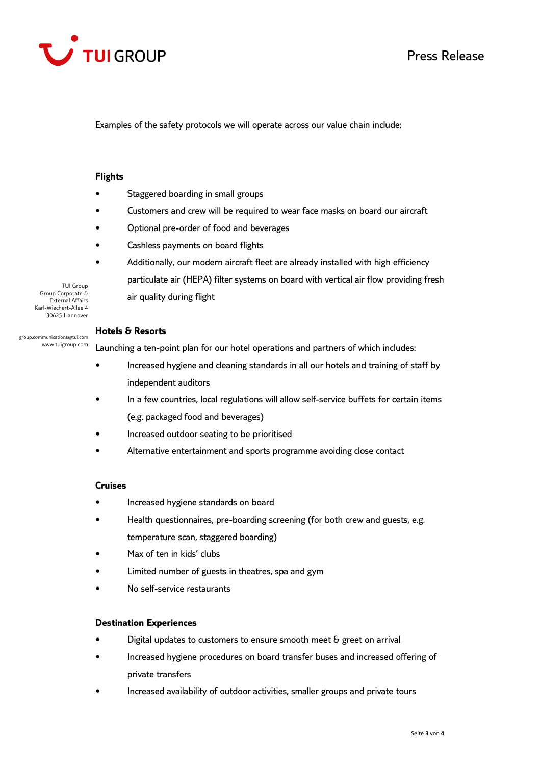Examples of the safety protocols we will operate across our value chain include:

**Flights**

- Staggered boarding in small groups
- Customers and crew will be required to wear face masks on board our aircraft
- Optional pre-order of food and beverages
- Cashless payments on board flights
- Additionally, our modern aircraft fleet are already installed with high efficiency particulate air (HEPA) filter systems on board with vertical air flow providing fresh air quality during flight

TUI Group
Group Corporate & External Affairs
Karl-Wiechert-Allee 4
30625 Hannover

group.communications@tui.com
www.tuigroup.com

**Hotels & Resorts**

Launching a ten-point plan for our hotel operations and partners of which includes:

- Increased hygiene and cleaning standards in all our hotels and training of staff by independent auditors
- In a few countries, local regulations will allow self-service buffets for certain items (e.g. packaged food and beverages)
- Increased outdoor seating to be prioritised
- Alternative entertainment and sports programme avoiding close contact

**Cruises**

- Increased hygiene standards on board
- Health questionnaires, pre-boarding screening (for both crew and guests, e.g. temperature scan, staggered boarding)
- Max of ten in kids' clubs
- Limited number of guests in theatres, spa and gym
- No self-service restaurants

**Destination Experiences**

- Digital updates to customers to ensure smooth meet & greet on arrival
- Increased hygiene procedures on board transfer buses and increased offering of private transfers
- Increased availability of outdoor activities, smaller groups and private tours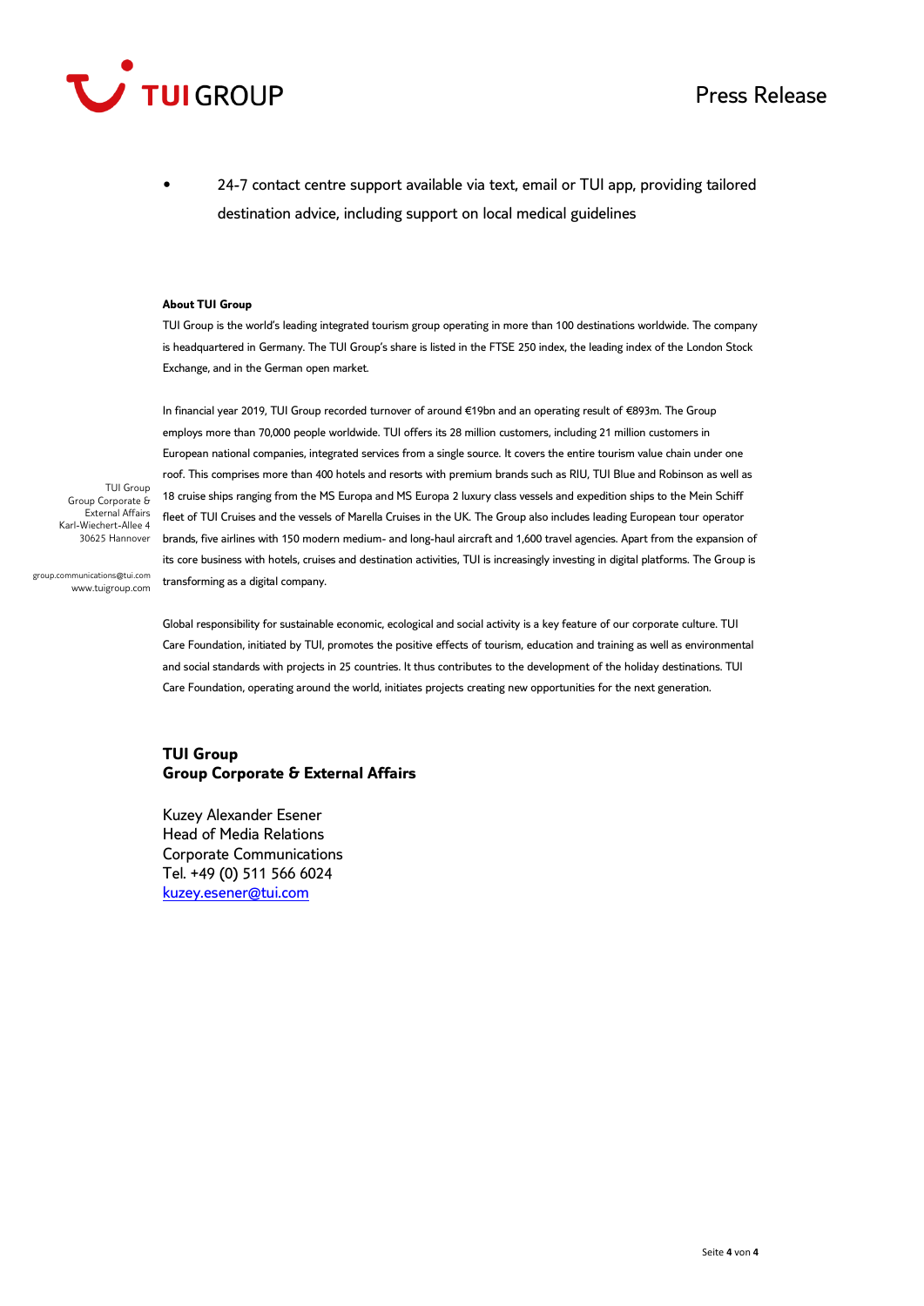- 24-7 contact centre support available via text, email or TUI app, providing tailored destination advice, including support on local medical guidelines

**About TUI Group**

TUI Group is the world's leading integrated tourism group operating in more than 100 destinations worldwide. The company is headquartered in Germany. The TUI Group's share is listed in the FTSE 250 index, the leading index of the London Stock Exchange, and in the German open market.

In financial year 2019, TUI Group recorded turnover of around €19bn and an operating result of €893m. The Group employs more than 70,000 people worldwide. TUI offers its 28 million customers, including 21 million customers in European national companies, integrated services from a single source. It covers the entire tourism value chain under one roof. This comprises more than 400 hotels and resorts with premium brands such as RIU, TUI Blue and Robinson as well as 18 cruise ships ranging from the MS Europa and MS Europa 2 luxury class vessels and expedition ships to the Mein Schiff fleet of TUI Cruises and the vessels of Marella Cruises in the UK. The Group also includes leading European tour operator brands, five airlines with 150 modern medium- and long-haul aircraft and 1,600 travel agencies. Apart from the expansion of its core business with hotels, cruises and destination activities, TUI is increasingly investing in digital platforms. The Group is transforming as a digital company.

Global responsibility for sustainable economic, ecological and social activity is a key feature of our corporate culture. TUI Care Foundation, initiated by TUI, promotes the positive effects of tourism, education and training as well as environmental and social standards with projects in 25 countries. It thus contributes to the development of the holiday destinations. TUI Care Foundation, operating around the world, initiates projects creating new opportunities for the next generation.

TUI Group
Group Corporate & External Affairs
Karl-Wiechert-Allee 4
30625 Hannover

group.communications@tui.com
www.tuigroup.com

**TUI Group**
**Group Corporate & External Affairs**

Kuzey Alexander Esener
Head of Media Relations
Corporate Communications
Tel. +49 (0) 511 566 6024
kuzey.esener@tui.com